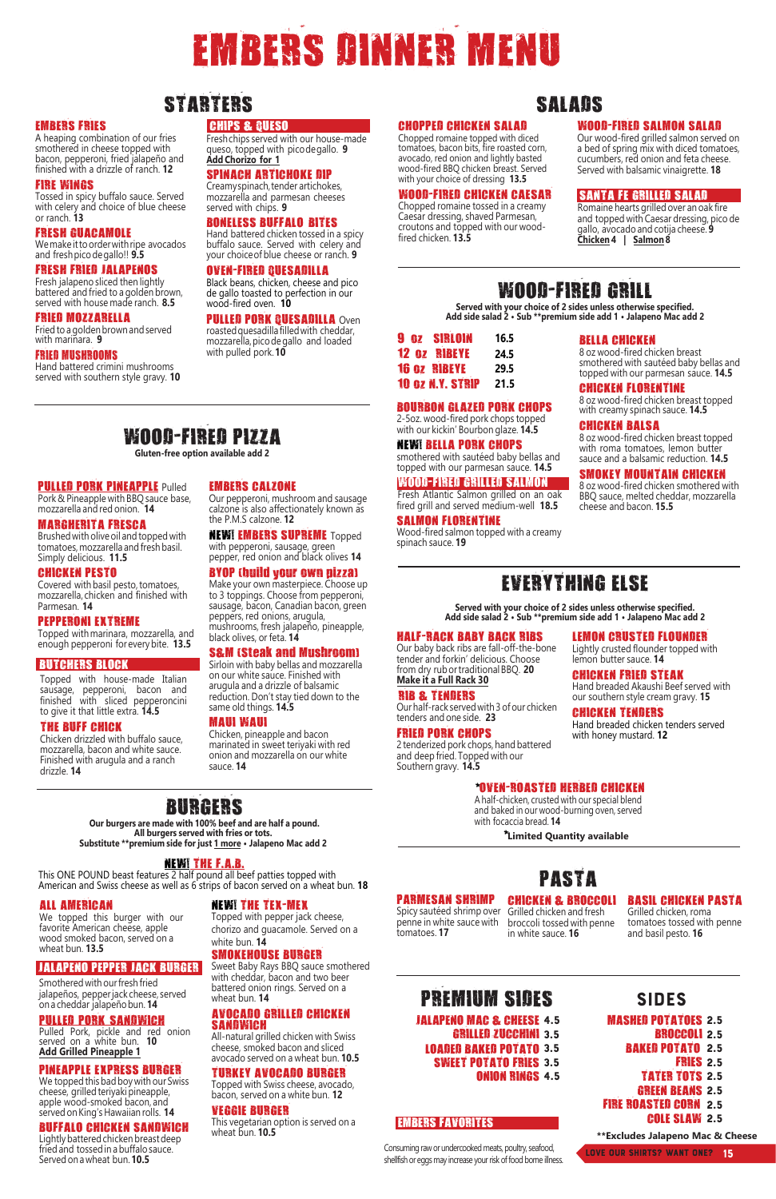# EMBERS DINNER MENU

## STARTERS

**EMBERS FRIES**
A heaping combination of our fries smothered in cheese topped with bacon, pepperoni, fried jalapeño and finished with a drizzle of ranch. **12**

**FIRE WINGS**
Tossed in spicy buffalo sauce. Served with celery and choice of blue cheese or ranch. **13**

**FRESH GUACAMOLE**
We make it to order with ripe avocados and fresh pico de gallo!! **9.5**

**FRESH FRIED JALAPENOS**
Fresh jalapeno sliced then lightly battered and fried to a golden brown, served with house made ranch. **8.5**

**FRIED MOZZARELLA**
Fried to a golden brown and served with marinara. **9**

**FRIED MUSHROOMS**
Hand battered crimini mushrooms served with southern style gravy. **10**

**CHIPS & QUESO**
Fresh chips served with our house-made queso, topped with pico de gallo. **9**
**Add Chorizo for 1**

**SPINACH ARTICHOKE DIP**
Creamy spinach, tender artichokes, mozzarella and parmesan cheeses served with chips. **9**

**BONELESS BUFFALO BITES**
Hand battered chicken tossed in a spicy buffalo sauce. Served with celery and your choice of blue cheese or ranch. **9**

**OVEN-FIRED QUESADILLA**
Black beans, chicken, cheese and pico de gallo toasted to perfection in our wood-fired oven. **10**

**PULLED PORK QUESADILLA** Oven roasted quesadilla filled with cheddar, mozzarella, pico de gallo and loaded with pulled pork. **10**

## WOOD-FIRED PIZZA

Gluten-free option available add 2

**PULLED PORK PINEAPPLE** Pulled Pork & Pineapple with BBQ sauce base, mozzarella and red onion. **14**

**MARGHERITA FRESCA**
Brushed with olive oil and topped with tomatoes, mozzarella and fresh basil. Simply delicious. **11.5**

**CHICKEN PESTO**
Covered with basil pesto, tomatoes, mozzarella, chicken and finished with Parmesan. **14**

**PEPPERONI EXTREME**
Topped with marinara, mozzarella, and enough pepperoni for every bite. **13.5**

**BUTCHERS BLOCK**
Topped with house-made Italian sausage, pepperoni, bacon and finished with sliced pepperoncini to give it that little extra. **14.5**

**THE BUFF CHICK**
Chicken drizzled with buffalo sauce, mozzarella, bacon and white sauce. Finished with arugula and a ranch drizzle. **14**

**EMBERS CALZONE**
Our pepperoni, mushroom and sausage calzone is also affectionately known as the P.M.S calzone. **12**

**NEW! EMBERS SUPREME** Topped with pepperoni, sausage, green pepper, red onion and black olives **14**

**BYOP (build your own pizza)**
Make your own masterpiece. Choose up to 3 toppings. Choose from pepperoni, sausage, bacon, Canadian bacon, green peppers, red onions, arugula, mushrooms, fresh jalapeño, pineapple, black olives, or feta. **14**

**S&M (Steak and Mushroom)**
Sirloin with baby bellas and mozzarella on our white sauce. Finished with arugula and a drizzle of balsamic reduction. Don't stay tied down to the same old things. **14.5**

**MAUI WAUI**
Chicken, pineapple and bacon marinated in sweet teriyaki with red onion and mozzarella on our white sauce. **14**

## BURGERS

Our burgers are made with 100% beef and are half a pound.
All burgers served with fries or tots.
Substitute **premium side for just 1 more • Jalapeno Mac add 2

**NEW! THE F.A.B.**
This ONE POUND beast features 2 half pound all beef patties topped with American and Swiss cheese as well as 6 strips of bacon served on a wheat bun. **18**

**ALL AMERICAN**
We topped this burger with our favorite American cheese, apple wood smoked bacon, served on a wheat bun. **13.5**

**JALAPENO PEPPER JACK BURGER**
Smothered with our fresh fried jalapeños, pepper jack cheese, served on a cheddar jalapeño bun. **14**

**PULLED PORK SANDWICH**
Pulled Pork, pickle and red onion served on a white bun. **10**
**Add Grilled Pineapple 1**

**PINEAPPLE EXPRESS BURGER**
We topped this bad boy with our Swiss cheese, grilled teriyaki pineapple, apple wood-smoked bacon, and served on King's Hawaiian rolls. **14**

**BUFFALO CHICKEN SANDWICH**
Lightly battered chicken breast deep fried and tossed in a buffalo sauce. Served on a wheat bun. **10.5**

**NEW! THE TEX-MEX**
Topped with pepper jack cheese, chorizo and guacamole. Served on a white bun. **14**

**SMOKEHOUSE BURGER**
Sweet Baby Rays BBQ sauce smothered with cheddar, bacon and two beer battered onion rings. Served on a wheat bun. **14**

**AVOCADO GRILLED CHICKEN SANDWICH**
All-natural grilled chicken with Swiss cheese, smoked bacon and sliced avocado served on a wheat bun. **10.5**

**TURKEY AVOCADO BURGER**
Topped with Swiss cheese, avocado, bacon, served on a white bun. **12**

**VEGGIE BURGER**
This vegetarian option is served on a wheat bun. **10.5**

## SALADS

**CHOPPED CHICKEN SALAD**
Chopped romaine topped with diced tomatoes, bacon bits, fire roasted corn, avocado, red onion and lightly basted wood-fired BBQ chicken breast. Served with your choice of dressing. **13.5**

**WOOD-FIRED CHICKEN CAESAR**
Chopped romaine tossed in a creamy Caesar dressing, shaved Parmesan, croutons and topped with our wood-fired chicken. **13.5**

**WOOD-FIRED SALMON SALAD**
Our wood-fired grilled salmon served on a bed of spring mix with diced tomatoes, cucumbers, red onion and feta cheese. Served with balsamic vinaigrette. **18**

**SANTA FE GRILLED SALAD**
Romaine hearts grilled over an oak fire and topped with Caesar dressing, pico de gallo, avocado and cotija cheese. **9**
**Chicken 4 | Salmon 8**

## WOOD-FIRED GRILL

Served with your choice of 2 sides unless otherwise specified.
Add side salad 2 • Sub **premium side add 1 • Jalapeno Mac add 2

| | |
|---|---|
| **9 oz SIRLOIN** | 16.5 |
| **12 oz RIBEYE** | 24.5 |
| **16 oz RIBEYE** | 29.5 |
| **10 oz N.Y. STRIP** | 21.5 |

**BOURBON GLAZED PORK CHOPS**
2-5oz. wood-fired pork chops topped with our kickin' Bourbon glaze. **14.5**

**NEW! BELLA PORK CHOPS**
smothered with sautéed baby bellas and topped with our parmesan sauce. **14.5**

**WOOD-FIRED GRILLED SALMON**
Fresh Atlantic Salmon grilled on an oak fired grill and served medium-well **18.5**

**SALMON FLORENTINE**
Wood-fired salmon topped with a creamy spinach sauce. **19**

**BELLA CHICKEN**
8 oz wood-fired chicken breast smothered with sautéed baby bellas and topped with our parmesan sauce. **14.5**

**CHICKEN FLORENTINE**
8 oz wood-fired chicken breast topped with creamy spinach sauce. **14.5**

**CHICKEN BALSA**
8 oz wood-fired chicken breast topped with roma tomatoes, lemon butter sauce and a balsamic reduction. **14.5**

**SMOKEY MOUNTAIN CHICKEN**
8 oz wood-fired chicken smothered with BBQ sauce, melted cheddar, mozzarella cheese and bacon. **15.5**

## EVERYTHING ELSE

Served with your choice of 2 sides unless otherwise specified.
Add side salad 2 • Sub **premium side add 1 • Jalapeno Mac add 2

**HALF-RACK BABY BACK RIBS**
Our baby back ribs are fall-off-the-bone tender and forkin' delicious. Choose from dry rub or traditional BBQ. **20**
**Make it a Full Rack 30**

**RIB & TENDERS**
Our half-rack served with 3 of our chicken tenders and one side. **23**

**FRIED PORK CHOPS**
2 tenderized pork chops, hand battered and deep fried. Topped with our Southern gravy. **14.5**

**LEMON CRUSTED FLOUNDER**
Lightly crusted flounder topped with lemon butter sauce. **14**

**CHICKEN FRIED STEAK**
Hand breaded Akaushi Beef served with our southern style cream gravy. **15**

**CHICKEN TENDERS**
Hand breaded chicken tenders served with honey mustard. **12**

***OVEN-ROASTED HERBED CHICKEN**
A half-chicken, crusted with our special blend and baked in our wood-burning oven, served with focaccia bread. **14**
*Limited Quantity available

## PASTA

**PARMESAN SHRIMP**
Spicy sautéed shrimp over penne in white sauce with tomatoes. **17**

**CHICKEN & BROCCOLI**
Grilled chicken and fresh broccoli tossed with penne in white sauce. **16**

**BASIL CHICKEN PASTA**
Grilled chicken, roma tomatoes tossed with penne and basil pesto. **16**

## PREMIUM SIDES

| | |
|---|---|
| **JALAPENO MAC & CHEESE** | 4.5 |
| **GRILLED ZUCCHINI** | 3.5 |
| **LOADED BAKED POTATO** | 3.5 |
| **SWEET POTATO FRIES** | 3.5 |
| **ONION RINGS** | 4.5 |

## SIDES

| | |
|---|---|
| **MASHED POTATOES** | 2.5 |
| **BROCCOLI** | 2.5 |
| **BAKED POTATO** | 2.5 |
| **FRIES** | 2.5 |
| **TATER TOTS** | 2.5 |
| **GREEN BEANS** | 2.5 |
| **FIRE ROASTED CORN** | 2.5 |
| **COLE SLAW** | 2.5 |

**Excludes Jalapeno Mac & Cheese

**EMBERS FAVORITES**

Consuming raw or undercooked meats, poultry, seafood, shellfish or eggs may increase your risk of food borne illness.

**LOVE OUR SHIRTS? WANT ONE? 15**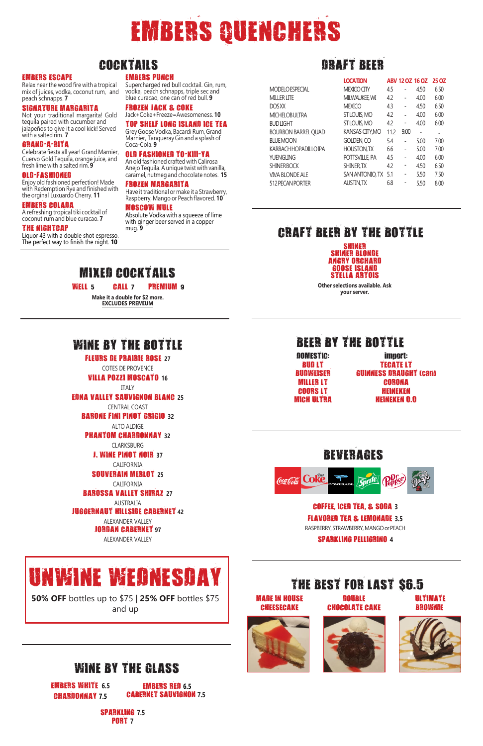# EMBERS QUENCHERS

## COCKTAILS

**EMBERS ESCAPE**
Relax near the wood fire with a tropical mix of juices, vodka, coconut rum, and peach schnapps. **7**

**SIGNATURE MARGARITA**
Not your traditional margarita! Gold tequila paired with cucumber and jalapeños to give it a cool kick! Served with a salted rim. **7**

**GRAND-A-RITA**
Celebrate fiesta all year! Grand Marnier, Cuervo Gold Tequila, orange juice, and fresh lime with a salted rim. **9**

**OLD-FASHIONED**
Enjoy old fashioned perfection! Made with Redemption Rye and finished with the orginal Luxuardo Cherry. **11**

**EMBERS COLADA**
A refreshing tropical tiki cocktail of coconut rum and blue curacao. **7**

**THE NIGHTCAP**
Liquor 43 with a double shot espresso. The perfect way to finish the night. **10**

**EMBERS PUNCH**
Supercharged red bull cocktail. Gin, rum, vodka, peach schnapps, triple sec and blue curacao, one can of red bull. **9**

**FROZEN JACK & COKE**
Jack+Coke+Freeze=Awesomeness. **10**

**TOP SHELF LONG ISLAND ICE TEA**
Grey Goose Vodka, Bacardi Rum, Grand Marnier, Tanqueray Gin and a splash of Coca-Cola. **9**

**OLD FASHIONED TO-Kill-YA**
An old fashioned crafted with Calirosa Anejo Tequila. A unique twist with vanilla, caramel, nutmeg and chocolate notes. **15**

**FROZEN MARGARITA**
Have it traditional or make it a Strawberry, Raspberry, Mango or Peach flavored. **10**

**MOSCOW MULE**
Absolute Vodka with a squeeze of lime with ginger beer served in a copper mug. **9**

## MIXED COCKTAILS

**WELL** 5 **CALL** 7 **PREMIUM** 9

Make it a double for $2 more.
EXCLUDES PREMIUM

## DRAFT BEER

| | LOCATION | ABV | 12 OZ | 16 OZ | 25 OZ |
|---|---|---|---|---|---|
| MODELO ESPECIAL | MEXICO CITY | 4.5 | - | 4.50 | 6.50 |
| MILLER LITE | MILWAUKEE, WI | 4.2 | - | 4.00 | 6.00 |
| DOS XX | MEXICO | 4.3 | - | 4.50 | 6.50 |
| MICHELOB ULTRA | ST LOUIS, MO | 4.2 | - | 4.00 | 6.00 |
| BUD LIGHT | ST LOUIS, MO | 4.2 | - | 4.00 | 6.00 |
| BOURBON BARREL QUAD | KANSAS CITY, MO | 11.2 | 9.00 | - | - |
| BLUE MOON | GOLDEN, CO | 5.4 | - | 5.00 | 7.00 |
| KARBACH HOPADILLO IPA | HOUSTON, TX | 6.6 | - | 5.00 | 7.00 |
| YUENGLING | POTTSVILLE, PA | 4.5 | - | 4.00 | 6.00 |
| SHINER BOCK | SHINER, TX | 4.2 | - | 4.50 | 6.50 |
| VIVA BLONDE ALE | SAN ANTONIO, TX | 5.1 | - | 5.50 | 7.50 |
| 512 PECAN PORTER | AUSTIN, TX | 6.8 | - | 5.50 | 8.00 |

## CRAFT BEER BY THE BOTTLE

SHINER
SHINER BLONDE
ANGRY ORCHARD
GOOSE ISLAND
STELLA ARTOIS

Other selections available. Ask your server.

## WINE BY THE BOTTLE

**FLEURS DE PRAIRIE ROSE** 27
COTES DE PROVENCE

**VILLA POZZI MOSCATO** 16
ITALY

**EDNA VALLEY SAUVIGNON BLANC** 25
CENTRAL COAST

**BARONE FINI PINOT GRIGIO** 32
ALTO ALDIGE

**PHANTOM CHARDONNAY** 32
CLARKSBURG

**J. WINE PINOT NOIR** 37
CALIFORNIA

**SOUVERAIN MERLOT** 25
CALIFORNIA

**BAROSSA VALLEY SHIRAZ** 27
AUSTRALIA

**JUGGERNAUT HILLSIDE CABERNET** 42
ALEXANDER VALLEY

**JORDAN CABERNET** 97
ALEXANDER VALLEY

## BEER BY THE BOTTLE

**DOMESTIC:**
BUD LT
BUDWEISER
MILLER LT
COORS LT
MICH ULTRA

**import:**
TECATE LT
GUINNESS DRAUGHT (can)
CORONA
HEINEKEN
HEINEKEN 0.0

## BEVERAGES

**COFFEE, ICED TEA, & SODA** 3

**FLAVORED TEA & LEMONADE** 3.5
RASPBERRY, STRAWBERRY, MANGO or PEACH

**SPARKLING PELLIGRINO** 4

## UNWINE WEDNESDAY

**50% OFF** bottles up to $75 | **25% OFF** bottles $75 and up

## THE BEST FOR LAST $6.5

MADE IN HOUSE CHEESECAKE

DOUBLE CHOCOLATE CAKE

ULTIMATE BROWNIE

## WINE BY THE GLASS

**EMBERS WHITE** 6.5
**CHARDONNAY** 7.5
**EMBERS RED** 6.5
**CABERNET SAUVIGNON** 7.5
**SPARKLING** 7.5
**PORT** 7